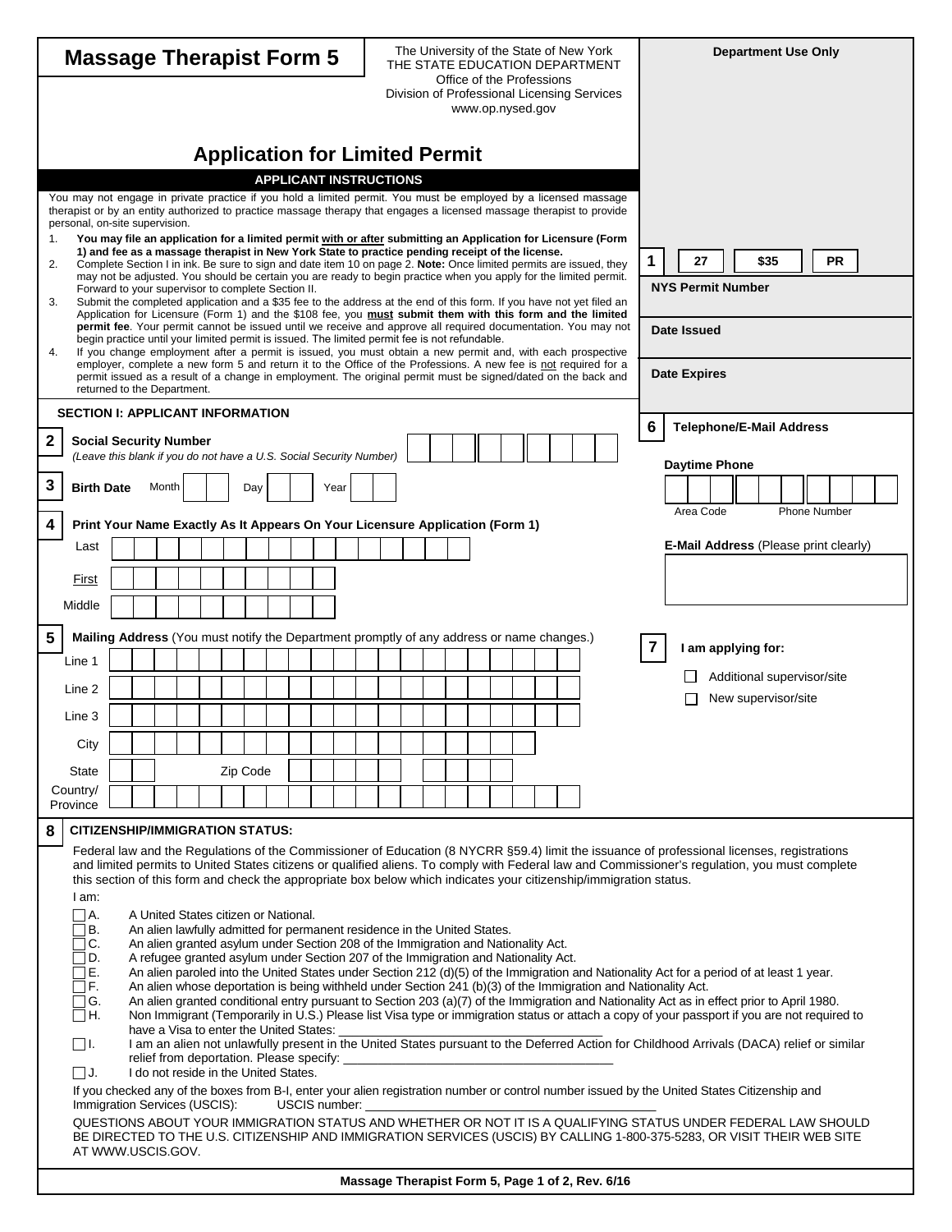# Massage Therapist Form 5

The University of the State of New York
THE STATE EDUCATION DEPARTMENT
Office of the Professions
Division of Professional Licensing Services
www.op.nysed.gov

**Department Use Only**

## Application for Limited Permit

### APPLICANT INSTRUCTIONS

You may not engage in private practice if you hold a limited permit. You must be employed by a licensed massage therapist or by an entity authorized to practice massage therapy that engages a licensed massage therapist to provide personal, on-site supervision.

1. **You may file an application for a limited permit with or after submitting an Application for Licensure (Form 1) and fee as a massage therapist in New York State to practice pending receipt of the license.**
2. Complete Section I in ink. Be sure to sign and date item 10 on page 2. **Note:** Once limited permits are issued, they may not be adjusted. You should be certain you are ready to begin practice when you apply for the limited permit. Forward to your supervisor to complete Section II.
3. Submit the completed application and a $35 fee to the address at the end of this form. If you have not yet filed an Application for Licensure (Form 1) and the $108 fee, you **must submit them with this form and the limited permit fee**. Your permit cannot be issued until we receive and approve all required documentation. You may not begin practice until your limited permit is issued. The limited permit fee is not refundable.
4. If you change employment after a permit is issued, you must obtain a new permit and, with each prospective employer, complete a new form 5 and return it to the Office of the Professions. A new fee is not required for a permit issued as a result of a change in employment. The original permit must be signed/dated on the back and returned to the Department.

**1** | 27 | $35 | PR

**NYS Permit Number**

**Date Issued**

**Date Expires**

### SECTION I: APPLICANT INFORMATION

**2 Social Security Number**
*(Leave this blank if you do not have a U.S. Social Security Number)*

**3 Birth Date** Month ____ Day ____ Year ____

**4 Print Your Name Exactly As It Appears On Your Licensure Application (Form 1)**

Last

First

Middle

**5 Mailing Address** (You must notify the Department promptly of any address or name changes.)

Line 1

Line 2

Line 3

City

State ____ Zip Code ____

Country/Province

**6 Telephone/E-Mail Address**

**Daytime Phone**

Area Code ____ Phone Number ____

**E-Mail Address** (Please print clearly)

**7 I am applying for:**

- ☐ Additional supervisor/site
- ☐ New supervisor/site

**8 CITIZENSHIP/IMMIGRATION STATUS:**

Federal law and the Regulations of the Commissioner of Education (8 NYCRR §59.4) limit the issuance of professional licenses, registrations and limited permits to United States citizens or qualified aliens. To comply with Federal law and Commissioner's regulation, you must complete this section of this form and check the appropriate box below which indicates your citizenship/immigration status.

I am:

- ☐ A. A United States citizen or National.
- ☐ B. An alien lawfully admitted for permanent residence in the United States.
- ☐ C. An alien granted asylum under Section 208 of the Immigration and Nationality Act.
- ☐ D. A refugee granted asylum under Section 207 of the Immigration and Nationality Act.
- ☐ E. An alien paroled into the United States under Section 212 (d)(5) of the Immigration and Nationality Act for a period of at least 1 year.
- ☐ F. An alien whose deportation is being withheld under Section 241 (b)(3) of the Immigration and Nationality Act.
- ☐ G. An alien granted conditional entry pursuant to Section 203 (a)(7) of the Immigration and Nationality Act as in effect prior to April 1980.
- ☐ H. Non Immigrant (Temporarily in U.S.) Please list Visa type or immigration status or attach a copy of your passport if you are not required to have a Visa to enter the United States: ____________________
- ☐ I. I am an alien not unlawfully present in the United States pursuant to the Deferred Action for Childhood Arrivals (DACA) relief or similar relief from deportation. Please specify: ____________________
- ☐ J. I do not reside in the United States.

If you checked any of the boxes from B-I, enter your alien registration number or control number issued by the United States Citizenship and Immigration Services (USCIS): USCIS number: ____________________

QUESTIONS ABOUT YOUR IMMIGRATION STATUS AND WHETHER OR NOT IT IS A QUALIFYING STATUS UNDER FEDERAL LAW SHOULD BE DIRECTED TO THE U.S. CITIZENSHIP AND IMMIGRATION SERVICES (USCIS) BY CALLING 1-800-375-5283, OR VISIT THEIR WEB SITE AT WWW.USCIS.GOV.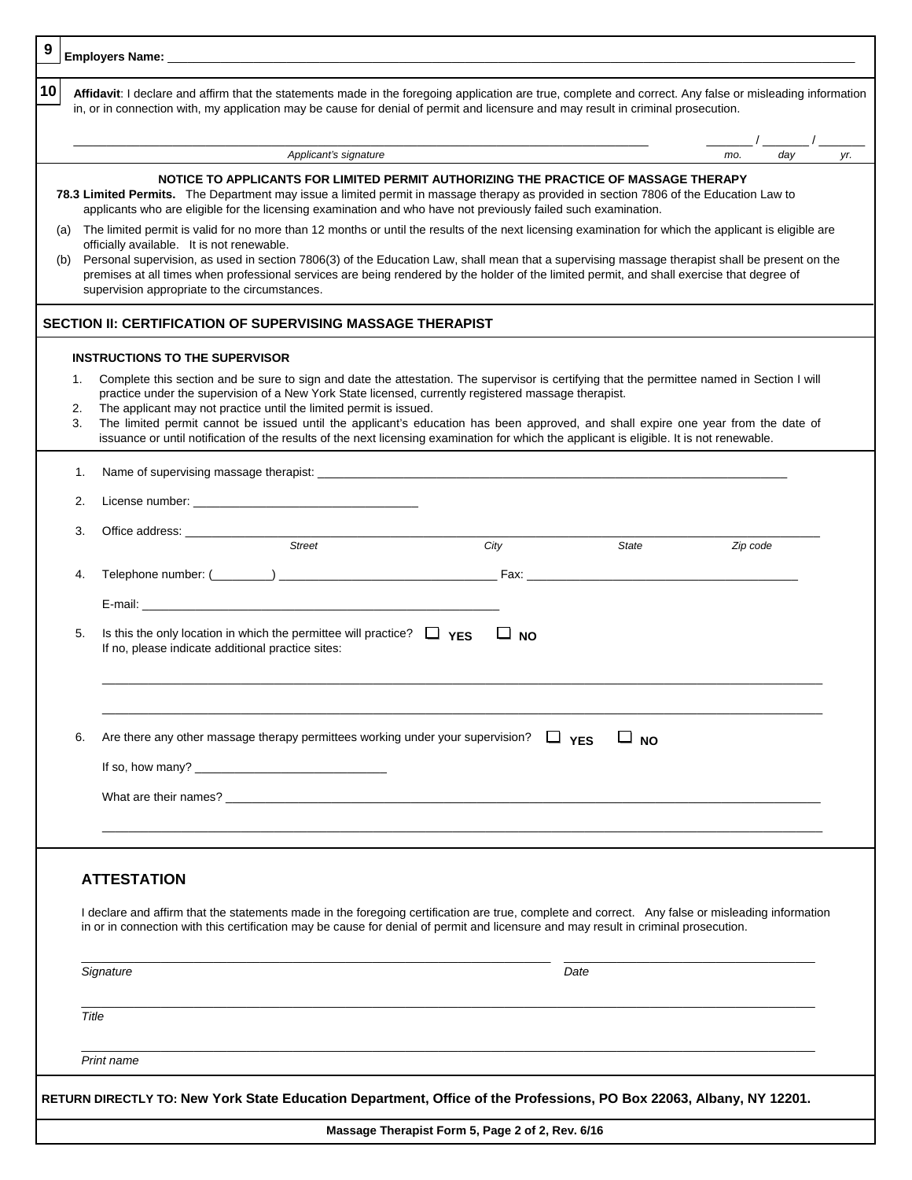**9** **Employers Name:** ______________________________

**10** **Affidavit**: I declare and affirm that the statements made in the foregoing application are true, complete and correct. Any false or misleading information in, or in connection with, my application may be cause for denial of permit and licensure and may result in criminal prosecution.

______________________________ *Applicant's signature* ______ / ______ / ______ *mo. day yr.*

**NOTICE TO APPLICANTS FOR LIMITED PERMIT AUTHORIZING THE PRACTICE OF MASSAGE THERAPY**

**78.3 Limited Permits.** The Department may issue a limited permit in massage therapy as provided in section 7806 of the Education Law to applicants who are eligible for the licensing examination and who have not previously failed such examination.

(a) The limited permit is valid for no more than 12 months or until the results of the next licensing examination for which the applicant is eligible are officially available. It is not renewable.

(b) Personal supervision, as used in section 7806(3) of the Education Law, shall mean that a supervising massage therapist shall be present on the premises at all times when professional services are being rendered by the holder of the limited permit, and shall exercise that degree of supervision appropriate to the circumstances.

## SECTION II: CERTIFICATION OF SUPERVISING MASSAGE THERAPIST

**INSTRUCTIONS TO THE SUPERVISOR**

1. Complete this section and be sure to sign and date the attestation. The supervisor is certifying that the permittee named in Section I will practice under the supervision of a New York State licensed, currently registered massage therapist.
2. The applicant may not practice until the limited permit is issued.
3. The limited permit cannot be issued until the applicant's education has been approved, and shall expire one year from the date of issuance or until notification of the results of the next licensing examination for which the applicant is eligible. It is not renewable.

1. Name of supervising massage therapist: ______________________________
2. License number: ______________________________
3. Office address: ______________________________
   *Street City State Zip code*
4. Telephone number: (________) ______________________________ Fax: ______________________________

   E-mail: ______________________________
5. Is this the only location in which the permittee will practice? ☐ **YES** ☐ **NO**
   If no, please indicate additional practice sites:

   ______________________________

   ______________________________
6. Are there any other massage therapy permittees working under your supervision? ☐ **YES** ☐ **NO**

   If so, how many? ______________________________

   What are their names? ______________________________

   ______________________________

### ATTESTATION

I declare and affirm that the statements made in the foregoing certification are true, complete and correct. Any false or misleading information in or in connection with this certification may be cause for denial of permit and licensure and may result in criminal prosecution.

______________________________ *Signature* ______________________________ *Date*

______________________________ *Title*

______________________________ *Print name*

**RETURN DIRECTLY TO: New York State Education Department, Office of the Professions, PO Box 22063, Albany, NY 12201.**

**Massage Therapist Form 5, Page 2 of 2, Rev. 6/16**